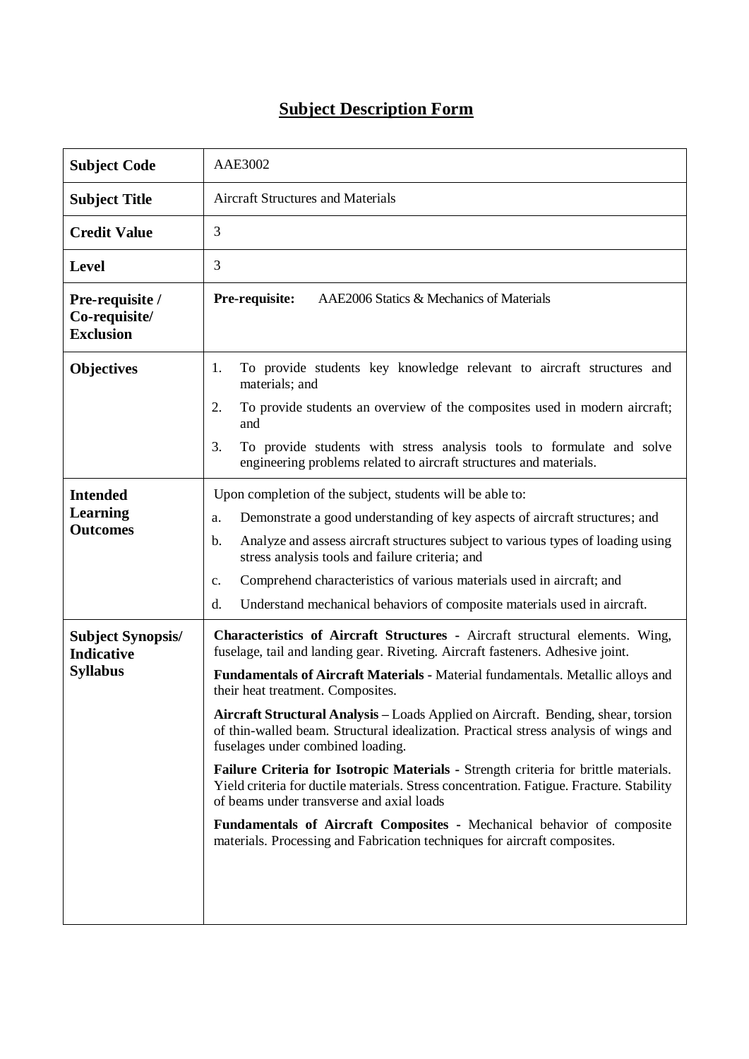# Subject Description Form

| | |
|---|---|
| **Subject Code** | AAE3002 |
| **Subject Title** | Aircraft Structures and Materials |
| **Credit Value** | 3 |
| **Level** | 3 |
| **Pre-requisite / Co-requisite/ Exclusion** | **Pre-requisite:** AAE2006 Statics & Mechanics of Materials |
| **Objectives** | 1. To provide students key knowledge relevant to aircraft structures and materials; and<br>2. To provide students an overview of the composites used in modern aircraft; and<br>3. To provide students with stress analysis tools to formulate and solve engineering problems related to aircraft structures and materials. |
| **Intended Learning Outcomes** | Upon completion of the subject, students will be able to:<br>a. Demonstrate a good understanding of key aspects of aircraft structures; and<br>b. Analyze and assess aircraft structures subject to various types of loading using stress analysis tools and failure criteria; and<br>c. Comprehend characteristics of various materials used in aircraft; and<br>d. Understand mechanical behaviors of composite materials used in aircraft. |
| **Subject Synopsis/ Indicative Syllabus** | **Characteristics of Aircraft Structures -** Aircraft structural elements. Wing, fuselage, tail and landing gear. Riveting. Aircraft fasteners. Adhesive joint.<br><br>**Fundamentals of Aircraft Materials -** Material fundamentals. Metallic alloys and their heat treatment. Composites.<br><br>**Aircraft Structural Analysis –** Loads Applied on Aircraft. Bending, shear, torsion of thin-walled beam. Structural idealization. Practical stress analysis of wings and fuselages under combined loading.<br><br>**Failure Criteria for Isotropic Materials -** Strength criteria for brittle materials. Yield criteria for ductile materials. Stress concentration. Fatigue. Fracture. Stability of beams under transverse and axial loads<br><br>**Fundamentals of Aircraft Composites -** Mechanical behavior of composite materials. Processing and Fabrication techniques for aircraft composites. |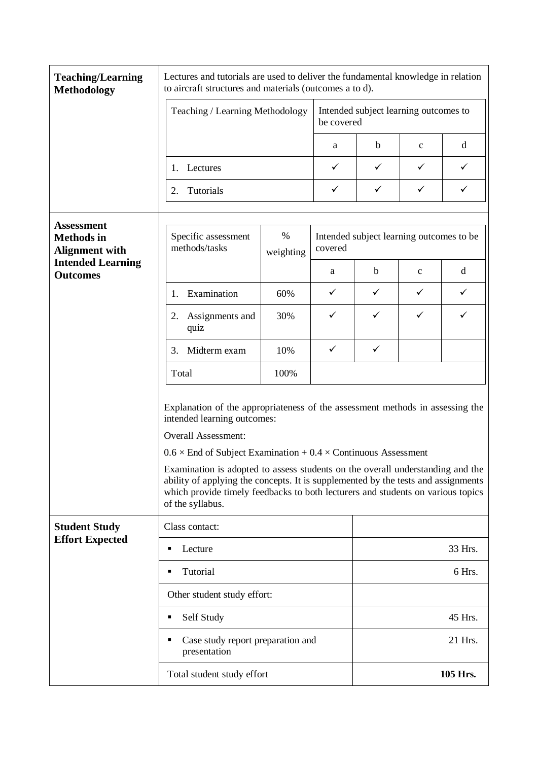| **Teaching/Learning Methodology** | Lectures and tutorials are used to deliver the fundamental knowledge in relation to aircraft structures and materials (outcomes a to d). |
|---|---|

| Teaching / Learning Methodology | Intended subject learning outcomes to be covered | | | |
|---|---|---|---|---|
| | a | b | c | d |
| 1. Lectures | ✓ | ✓ | ✓ | ✓ |
| 2. Tutorials | ✓ | ✓ | ✓ | ✓ |

**Assessment Methods in Alignment with Intended Learning Outcomes**

| Specific assessment methods/tasks | % weighting | Intended subject learning outcomes to be covered | | | |
|---|---|---|---|---|---|
| | | a | b | c | d |
| 1. Examination | 60% | ✓ | ✓ | ✓ | ✓ |
| 2. Assignments and quiz | 30% | ✓ | ✓ | ✓ | ✓ |
| 3. Midterm exam | 10% | ✓ | ✓ | | |
| Total | 100% | | | | |

Explanation of the appropriateness of the assessment methods in assessing the intended learning outcomes:

Overall Assessment:

$0.6 \times$ End of Subject Examination + $0.4 \times$ Continuous Assessment

Examination is adopted to assess students on the overall understanding and the ability of applying the concepts. It is supplemented by the tests and assignments which provide timely feedbacks to both lecturers and students on various topics of the syllabus.

**Student Study Effort Expected**

| Class contact: | |
|---|---|
| ▪ Lecture | 33 Hrs. |
| ▪ Tutorial | 6 Hrs. |
| Other student study effort: | |
| ▪ Self Study | 45 Hrs. |
| ▪ Case study report preparation and presentation | 21 Hrs. |
| Total student study effort | **105 Hrs.** |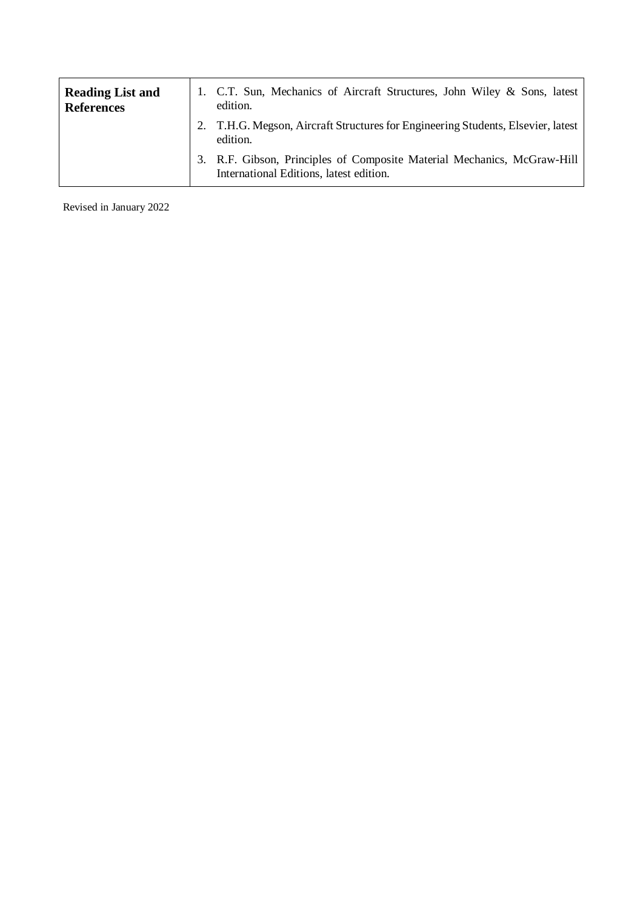| | |
|---|---|
| **Reading List and References** | 1. C.T. Sun, Mechanics of Aircraft Structures, John Wiley & Sons, latest edition.<br>2. T.H.G. Megson, Aircraft Structures for Engineering Students, Elsevier, latest edition.<br>3. R.F. Gibson, Principles of Composite Material Mechanics, McGraw-Hill International Editions, latest edition. |

Revised in January 2022